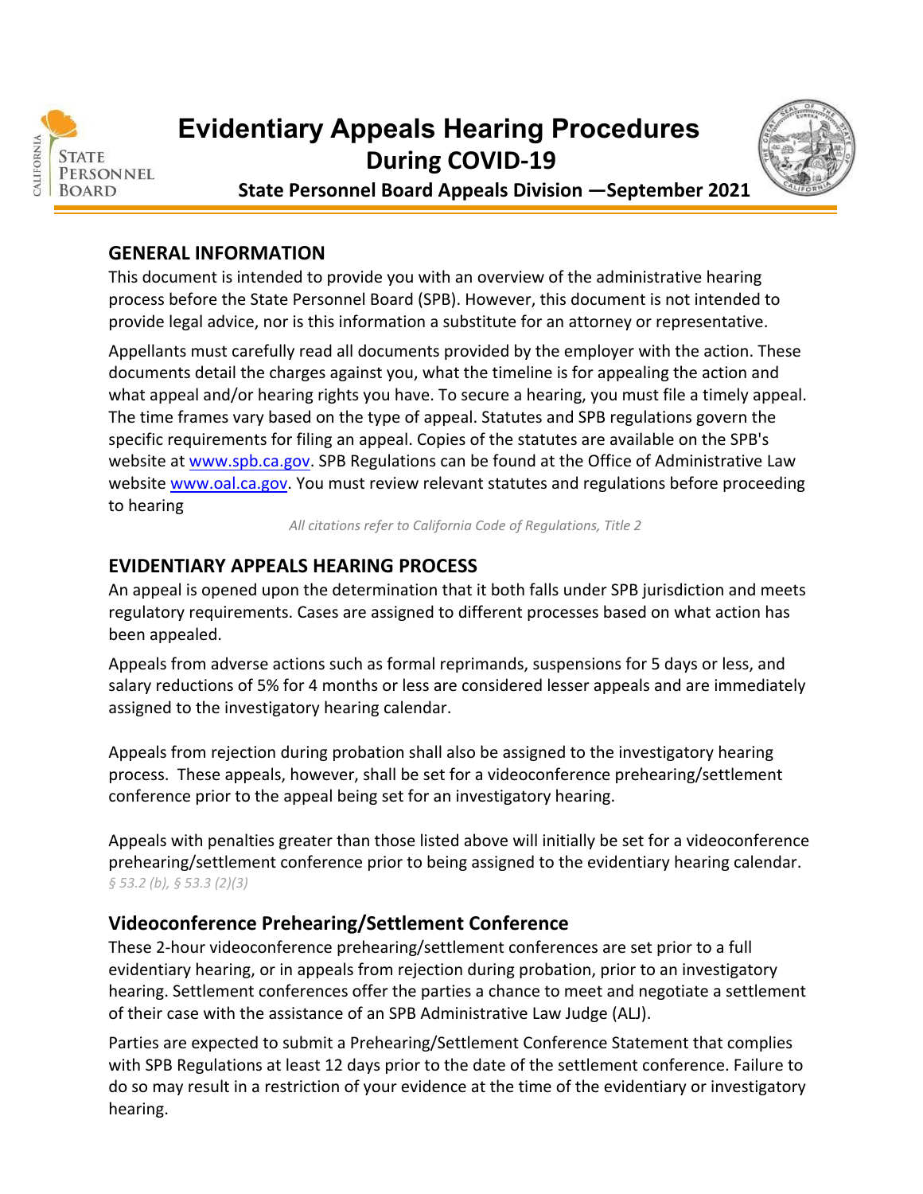# Evidentiary Appeals Hearing Procedures During COVID-19

**State Personnel Board Appeals Division —September 2021**

## GENERAL INFORMATION

This document is intended to provide you with an overview of the administrative hearing process before the State Personnel Board (SPB). However, this document is not intended to provide legal advice, nor is this information a substitute for an attorney or representative.

Appellants must carefully read all documents provided by the employer with the action. These documents detail the charges against you, what the timeline is for appealing the action and what appeal and/or hearing rights you have. To secure a hearing, you must file a timely appeal. The time frames vary based on the type of appeal. Statutes and SPB regulations govern the specific requirements for filing an appeal. Copies of the statutes are available on the SPB's website at [www.spb.ca.gov](www.spb.ca.gov). SPB Regulations can be found at the Office of Administrative Law website [www.oal.ca.gov](www.oal.ca.gov). You must review relevant statutes and regulations before proceeding to hearing

*All citations refer to California Code of Regulations, Title 2*

## EVIDENTIARY APPEALS HEARING PROCESS

An appeal is opened upon the determination that it both falls under SPB jurisdiction and meets regulatory requirements. Cases are assigned to different processes based on what action has been appealed.

Appeals from adverse actions such as formal reprimands, suspensions for 5 days or less, and salary reductions of 5% for 4 months or less are considered lesser appeals and are immediately assigned to the investigatory hearing calendar.

Appeals from rejection during probation shall also be assigned to the investigatory hearing process. These appeals, however, shall be set for a videoconference prehearing/settlement conference prior to the appeal being set for an investigatory hearing.

Appeals with penalties greater than those listed above will initially be set for a videoconference prehearing/settlement conference prior to being assigned to the evidentiary hearing calendar.
*§ 53.2 (b), § 53.3 (2)(3)*

### Videoconference Prehearing/Settlement Conference

These 2-hour videoconference prehearing/settlement conferences are set prior to a full evidentiary hearing, or in appeals from rejection during probation, prior to an investigatory hearing. Settlement conferences offer the parties a chance to meet and negotiate a settlement of their case with the assistance of an SPB Administrative Law Judge (ALJ).

Parties are expected to submit a Prehearing/Settlement Conference Statement that complies with SPB Regulations at least 12 days prior to the date of the settlement conference. Failure to do so may result in a restriction of your evidence at the time of the evidentiary or investigatory hearing.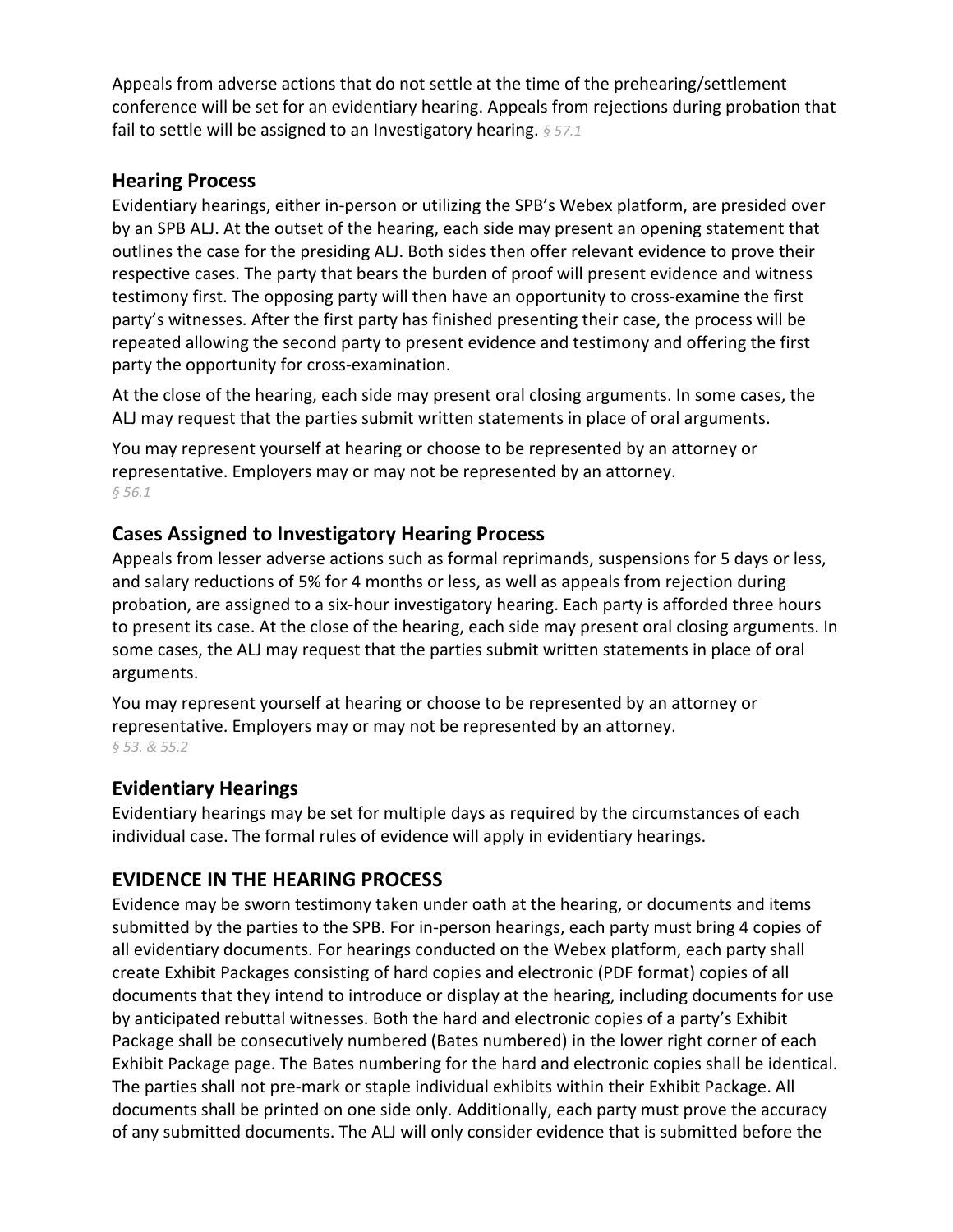Appeals from adverse actions that do not settle at the time of the prehearing/settlement conference will be set for an evidentiary hearing. Appeals from rejections during probation that fail to settle will be assigned to an Investigatory hearing. *§ 57.1*

### Hearing Process

Evidentiary hearings, either in-person or utilizing the SPB's Webex platform, are presided over by an SPB ALJ. At the outset of the hearing, each side may present an opening statement that outlines the case for the presiding ALJ. Both sides then offer relevant evidence to prove their respective cases. The party that bears the burden of proof will present evidence and witness testimony first. The opposing party will then have an opportunity to cross-examine the first party's witnesses. After the first party has finished presenting their case, the process will be repeated allowing the second party to present evidence and testimony and offering the first party the opportunity for cross-examination.

At the close of the hearing, each side may present oral closing arguments. In some cases, the ALJ may request that the parties submit written statements in place of oral arguments.

You may represent yourself at hearing or choose to be represented by an attorney or representative. Employers may or may not be represented by an attorney.
*§ 56.1*

### Cases Assigned to Investigatory Hearing Process

Appeals from lesser adverse actions such as formal reprimands, suspensions for 5 days or less, and salary reductions of 5% for 4 months or less, as well as appeals from rejection during probation, are assigned to a six-hour investigatory hearing. Each party is afforded three hours to present its case. At the close of the hearing, each side may present oral closing arguments. In some cases, the ALJ may request that the parties submit written statements in place of oral arguments.

You may represent yourself at hearing or choose to be represented by an attorney or representative. Employers may or may not be represented by an attorney.
*§ 53. & 55.2*

### Evidentiary Hearings

Evidentiary hearings may be set for multiple days as required by the circumstances of each individual case. The formal rules of evidence will apply in evidentiary hearings.

## EVIDENCE IN THE HEARING PROCESS

Evidence may be sworn testimony taken under oath at the hearing, or documents and items submitted by the parties to the SPB. For in-person hearings, each party must bring 4 copies of all evidentiary documents. For hearings conducted on the Webex platform, each party shall create Exhibit Packages consisting of hard copies and electronic (PDF format) copies of all documents that they intend to introduce or display at the hearing, including documents for use by anticipated rebuttal witnesses. Both the hard and electronic copies of a party's Exhibit Package shall be consecutively numbered (Bates numbered) in the lower right corner of each Exhibit Package page. The Bates numbering for the hard and electronic copies shall be identical. The parties shall not pre-mark or staple individual exhibits within their Exhibit Package. All documents shall be printed on one side only. Additionally, each party must prove the accuracy of any submitted documents. The ALJ will only consider evidence that is submitted before the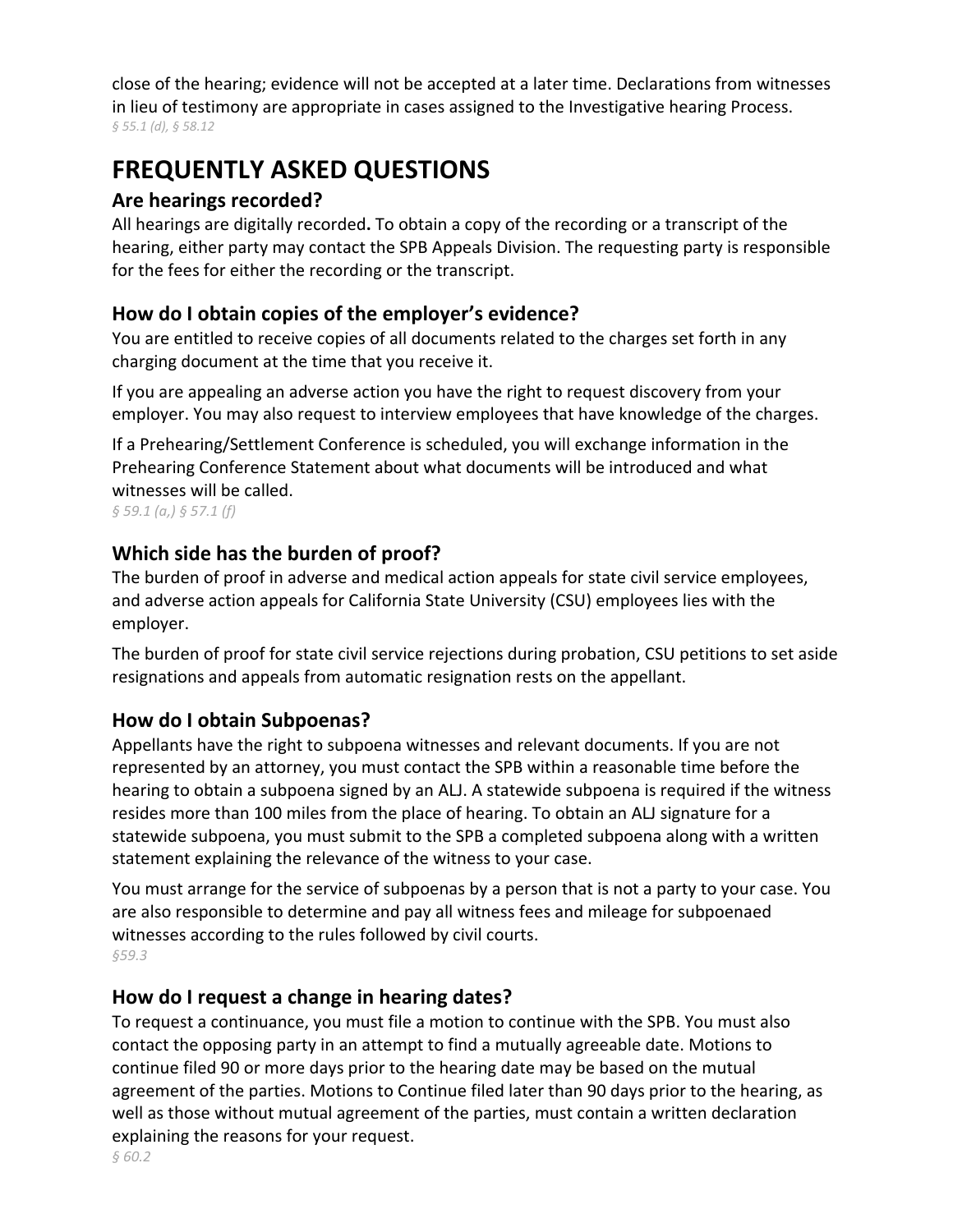close of the hearing; evidence will not be accepted at a later time. Declarations from witnesses in lieu of testimony are appropriate in cases assigned to the Investigative hearing Process.
*§ 55.1 (d), § 58.12*

# FREQUENTLY ASKED QUESTIONS

## Are hearings recorded?

All hearings are digitally recorded**.** To obtain a copy of the recording or a transcript of the hearing, either party may contact the SPB Appeals Division. The requesting party is responsible for the fees for either the recording or the transcript.

## How do I obtain copies of the employer's evidence?

You are entitled to receive copies of all documents related to the charges set forth in any charging document at the time that you receive it.

If you are appealing an adverse action you have the right to request discovery from your employer. You may also request to interview employees that have knowledge of the charges.

If a Prehearing/Settlement Conference is scheduled, you will exchange information in the Prehearing Conference Statement about what documents will be introduced and what witnesses will be called.
*§ 59.1 (a,) § 57.1 (f)*

## Which side has the burden of proof?

The burden of proof in adverse and medical action appeals for state civil service employees, and adverse action appeals for California State University (CSU) employees lies with the employer.

The burden of proof for state civil service rejections during probation, CSU petitions to set aside resignations and appeals from automatic resignation rests on the appellant.

## How do I obtain Subpoenas?

Appellants have the right to subpoena witnesses and relevant documents. If you are not represented by an attorney, you must contact the SPB within a reasonable time before the hearing to obtain a subpoena signed by an ALJ. A statewide subpoena is required if the witness resides more than 100 miles from the place of hearing. To obtain an ALJ signature for a statewide subpoena, you must submit to the SPB a completed subpoena along with a written statement explaining the relevance of the witness to your case.

You must arrange for the service of subpoenas by a person that is not a party to your case. You are also responsible to determine and pay all witness fees and mileage for subpoenaed witnesses according to the rules followed by civil courts.
*§59.3*

## How do I request a change in hearing dates?

To request a continuance, you must file a motion to continue with the SPB. You must also contact the opposing party in an attempt to find a mutually agreeable date. Motions to continue filed 90 or more days prior to the hearing date may be based on the mutual agreement of the parties. Motions to Continue filed later than 90 days prior to the hearing, as well as those without mutual agreement of the parties, must contain a written declaration explaining the reasons for your request.
*§ 60.2*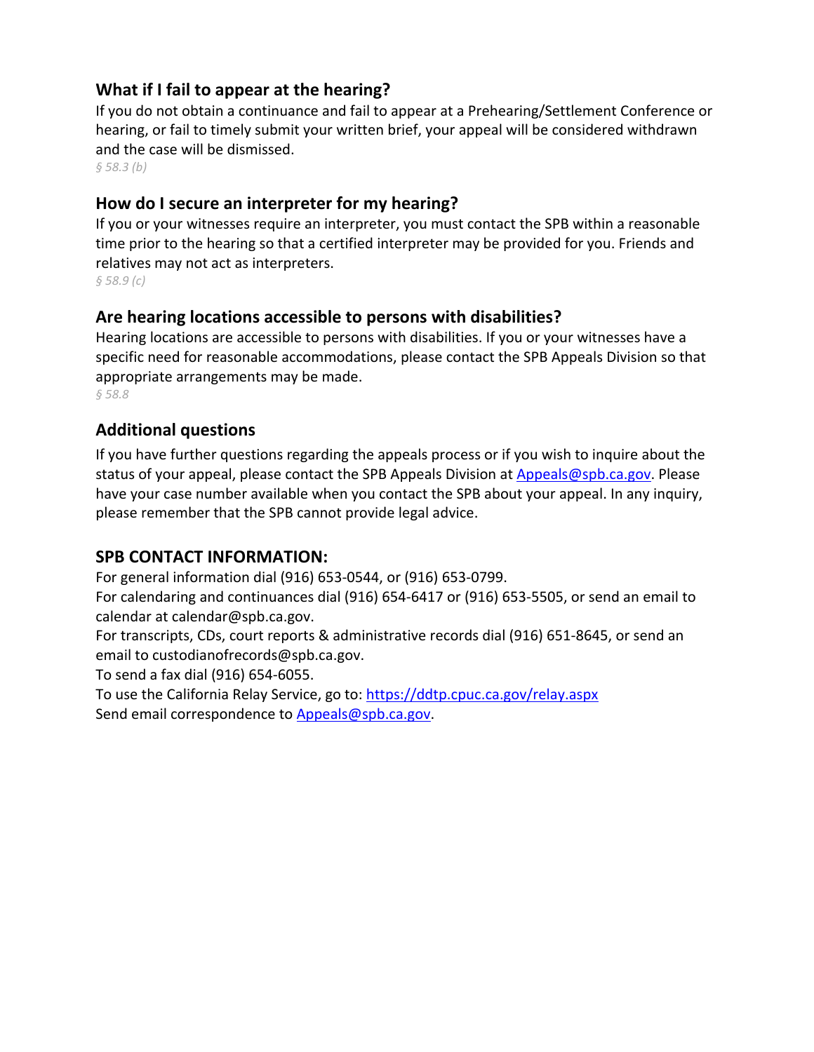### What if I fail to appear at the hearing?

If you do not obtain a continuance and fail to appear at a Prehearing/Settlement Conference or hearing, or fail to timely submit your written brief, your appeal will be considered withdrawn and the case will be dismissed.

*§ 58.3 (b)*

### How do I secure an interpreter for my hearing?

If you or your witnesses require an interpreter, you must contact the SPB within a reasonable time prior to the hearing so that a certified interpreter may be provided for you. Friends and relatives may not act as interpreters.

*§ 58.9 (c)*

### Are hearing locations accessible to persons with disabilities?

Hearing locations are accessible to persons with disabilities. If you or your witnesses have a specific need for reasonable accommodations, please contact the SPB Appeals Division so that appropriate arrangements may be made.

*§ 58.8*

### Additional questions

If you have further questions regarding the appeals process or if you wish to inquire about the status of your appeal, please contact the SPB Appeals Division at [Appeals@spb.ca.gov](mailto:Appeals@spb.ca.gov). Please have your case number available when you contact the SPB about your appeal. In any inquiry, please remember that the SPB cannot provide legal advice.

### SPB CONTACT INFORMATION:

For general information dial (916) 653-0544, or (916) 653-0799.
For calendaring and continuances dial (916) 654-6417 or (916) 653-5505, or send an email to calendar at calendar@spb.ca.gov.
For transcripts, CDs, court reports & administrative records dial (916) 651-8645, or send an email to custodianofrecords@spb.ca.gov.
To send a fax dial (916) 654-6055.
To use the California Relay Service, go to: [https://ddtp.cpuc.ca.gov/relay.aspx](https://ddtp.cpuc.ca.gov/relay.aspx)
Send email correspondence to [Appeals@spb.ca.gov](mailto:Appeals@spb.ca.gov).